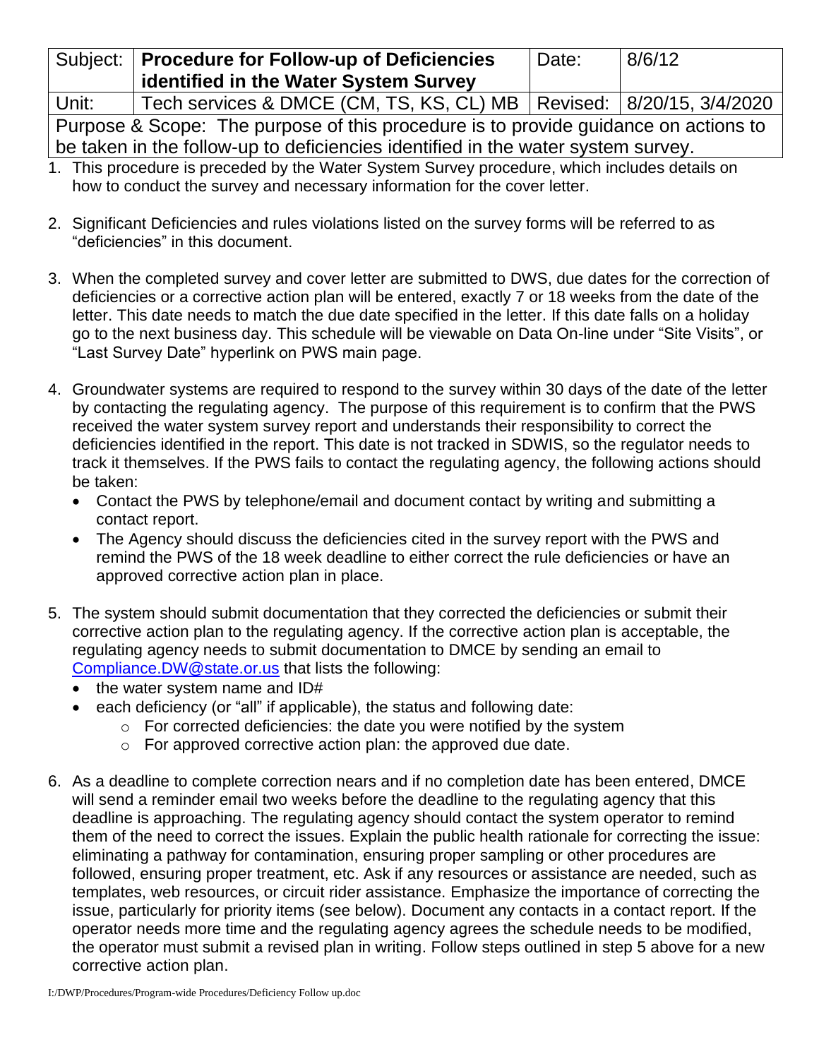| Subject: | **Procedure for Follow-up of Deficiencies identified in the Water System Survey** | Date: | 8/6/12 |
|---|---|---|---|
| Unit: | Tech services & DMCE (CM, TS, KS, CL) MB | Revised: | 8/20/15, 3/4/2020 |
| Purpose & Scope: The purpose of this procedure is to provide guidance on actions to be taken in the follow-up to deficiencies identified in the water system survey. | | | |

1. This procedure is preceded by the Water System Survey procedure, which includes details on how to conduct the survey and necessary information for the cover letter.

2. Significant Deficiencies and rules violations listed on the survey forms will be referred to as "deficiencies" in this document.

3. When the completed survey and cover letter are submitted to DWS, due dates for the correction of deficiencies or a corrective action plan will be entered, exactly 7 or 18 weeks from the date of the letter. This date needs to match the due date specified in the letter. If this date falls on a holiday go to the next business day. This schedule will be viewable on Data On-line under "Site Visits", or "Last Survey Date" hyperlink on PWS main page.

4. Groundwater systems are required to respond to the survey within 30 days of the date of the letter by contacting the regulating agency. The purpose of this requirement is to confirm that the PWS received the water system survey report and understands their responsibility to correct the deficiencies identified in the report. This date is not tracked in SDWIS, so the regulator needs to track it themselves. If the PWS fails to contact the regulating agency, the following actions should be taken:
   - Contact the PWS by telephone/email and document contact by writing and submitting a contact report.
   - The Agency should discuss the deficiencies cited in the survey report with the PWS and remind the PWS of the 18 week deadline to either correct the rule deficiencies or have an approved corrective action plan in place.

5. The system should submit documentation that they corrected the deficiencies or submit their corrective action plan to the regulating agency. If the corrective action plan is acceptable, the regulating agency needs to submit documentation to DMCE by sending an email to Compliance.DW@state.or.us that lists the following:
   - the water system name and ID#
   - each deficiency (or "all" if applicable), the status and following date:
     - For corrected deficiencies: the date you were notified by the system
     - For approved corrective action plan: the approved due date.

6. As a deadline to complete correction nears and if no completion date has been entered, DMCE will send a reminder email two weeks before the deadline to the regulating agency that this deadline is approaching. The regulating agency should contact the system operator to remind them of the need to correct the issues. Explain the public health rationale for correcting the issue: eliminating a pathway for contamination, ensuring proper sampling or other procedures are followed, ensuring proper treatment, etc. Ask if any resources or assistance are needed, such as templates, web resources, or circuit rider assistance. Emphasize the importance of correcting the issue, particularly for priority items (see below). Document any contacts in a contact report. If the operator needs more time and the regulating agency agrees the schedule needs to be modified, the operator must submit a revised plan in writing. Follow steps outlined in step 5 above for a new corrective action plan.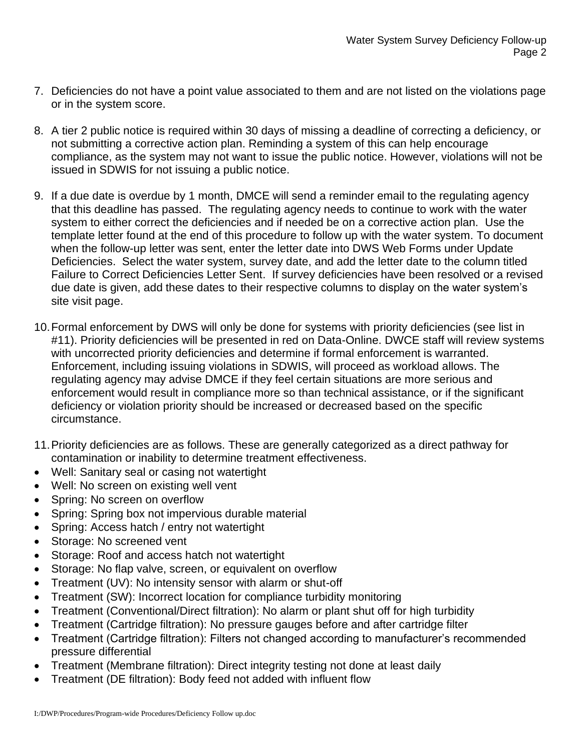7. Deficiencies do not have a point value associated to them and are not listed on the violations page or in the system score.

8. A tier 2 public notice is required within 30 days of missing a deadline of correcting a deficiency, or not submitting a corrective action plan. Reminding a system of this can help encourage compliance, as the system may not want to issue the public notice. However, violations will not be issued in SDWIS for not issuing a public notice.

9. If a due date is overdue by 1 month, DMCE will send a reminder email to the regulating agency that this deadline has passed. The regulating agency needs to continue to work with the water system to either correct the deficiencies and if needed be on a corrective action plan. Use the template letter found at the end of this procedure to follow up with the water system. To document when the follow-up letter was sent, enter the letter date into DWS Web Forms under Update Deficiencies. Select the water system, survey date, and add the letter date to the column titled Failure to Correct Deficiencies Letter Sent. If survey deficiencies have been resolved or a revised due date is given, add these dates to their respective columns to display on the water system's site visit page.

10. Formal enforcement by DWS will only be done for systems with priority deficiencies (see list in #11). Priority deficiencies will be presented in red on Data-Online. DWCE staff will review systems with uncorrected priority deficiencies and determine if formal enforcement is warranted. Enforcement, including issuing violations in SDWIS, will proceed as workload allows. The regulating agency may advise DMCE if they feel certain situations are more serious and enforcement would result in compliance more so than technical assistance, or if the significant deficiency or violation priority should be increased or decreased based on the specific circumstance.

11. Priority deficiencies are as follows. These are generally categorized as a direct pathway for contamination or inability to determine treatment effectiveness.

- Well: Sanitary seal or casing not watertight
- Well: No screen on existing well vent
- Spring: No screen on overflow
- Spring: Spring box not impervious durable material
- Spring: Access hatch / entry not watertight
- Storage: No screened vent
- Storage: Roof and access hatch not watertight
- Storage: No flap valve, screen, or equivalent on overflow
- Treatment (UV): No intensity sensor with alarm or shut-off
- Treatment (SW): Incorrect location for compliance turbidity monitoring
- Treatment (Conventional/Direct filtration): No alarm or plant shut off for high turbidity
- Treatment (Cartridge filtration): No pressure gauges before and after cartridge filter
- Treatment (Cartridge filtration): Filters not changed according to manufacturer's recommended pressure differential
- Treatment (Membrane filtration): Direct integrity testing not done at least daily
- Treatment (DE filtration): Body feed not added with influent flow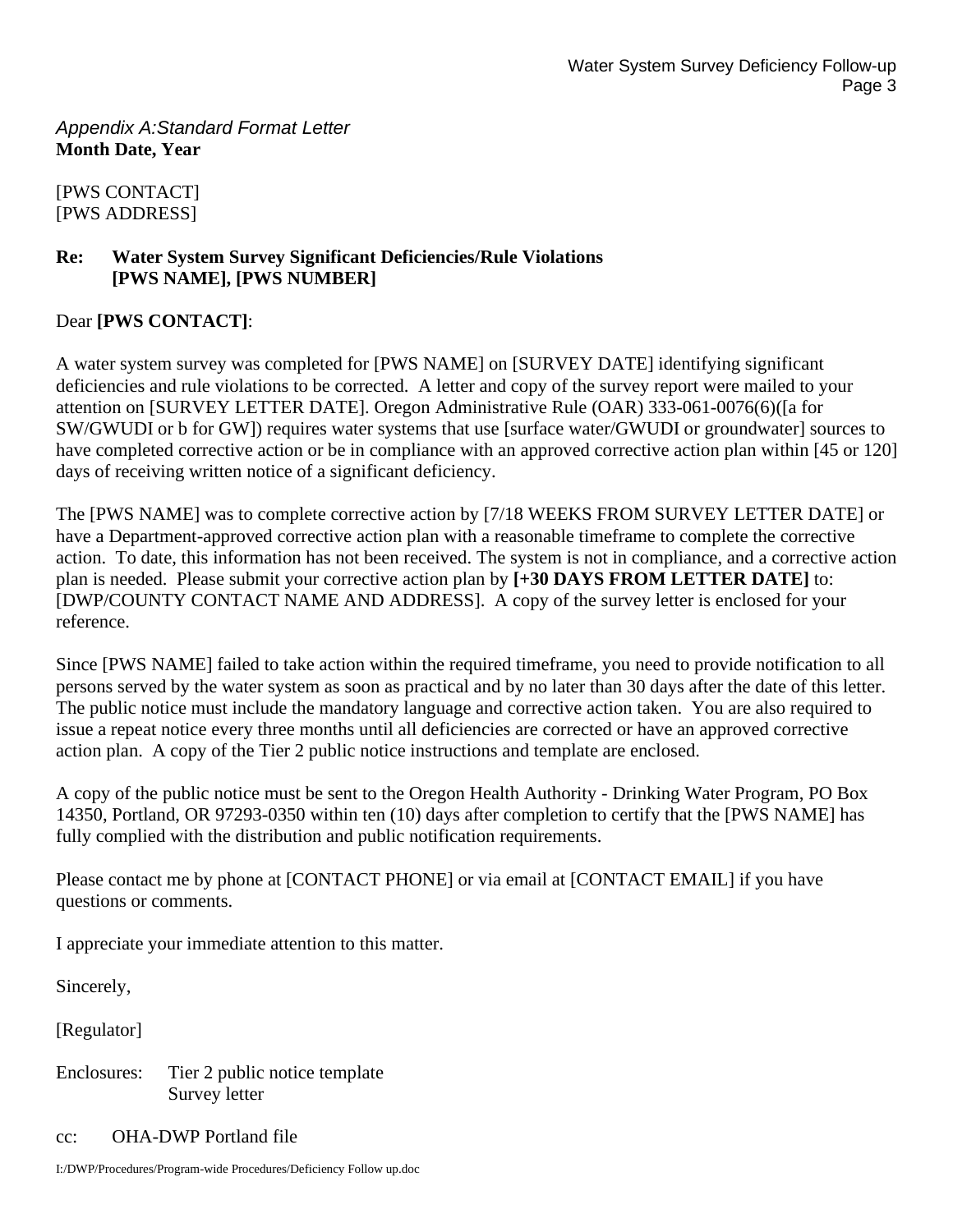*Appendix A:Standard Format Letter*
**Month Date, Year**

[PWS CONTACT]
[PWS ADDRESS]

**Re: Water System Survey Significant Deficiencies/Rule Violations**
**[PWS NAME], [PWS NUMBER]**

Dear **[PWS CONTACT]**:

A water system survey was completed for [PWS NAME] on [SURVEY DATE] identifying significant deficiencies and rule violations to be corrected. A letter and copy of the survey report were mailed to your attention on [SURVEY LETTER DATE]. Oregon Administrative Rule (OAR) 333-061-0076(6)([a for SW/GWUDI or b for GW]) requires water systems that use [surface water/GWUDI or groundwater] sources to have completed corrective action or be in compliance with an approved corrective action plan within [45 or 120] days of receiving written notice of a significant deficiency.

The [PWS NAME] was to complete corrective action by [7/18 WEEKS FROM SURVEY LETTER DATE] or have a Department-approved corrective action plan with a reasonable timeframe to complete the corrective action. To date, this information has not been received. The system is not in compliance, and a corrective action plan is needed. Please submit your corrective action plan by **[+30 DAYS FROM LETTER DATE]** to: [DWP/COUNTY CONTACT NAME AND ADDRESS]. A copy of the survey letter is enclosed for your reference.

Since [PWS NAME] failed to take action within the required timeframe, you need to provide notification to all persons served by the water system as soon as practical and by no later than 30 days after the date of this letter. The public notice must include the mandatory language and corrective action taken. You are also required to issue a repeat notice every three months until all deficiencies are corrected or have an approved corrective action plan. A copy of the Tier 2 public notice instructions and template are enclosed.

A copy of the public notice must be sent to the Oregon Health Authority - Drinking Water Program, PO Box 14350, Portland, OR 97293-0350 within ten (10) days after completion to certify that the [PWS NAME] has fully complied with the distribution and public notification requirements.

Please contact me by phone at [CONTACT PHONE] or via email at [CONTACT EMAIL] if you have questions or comments.

I appreciate your immediate attention to this matter.

Sincerely,

[Regulator]

Enclosures: Tier 2 public notice template
Survey letter

cc: OHA-DWP Portland file

I:/DWP/Procedures/Program-wide Procedures/Deficiency Follow up.doc